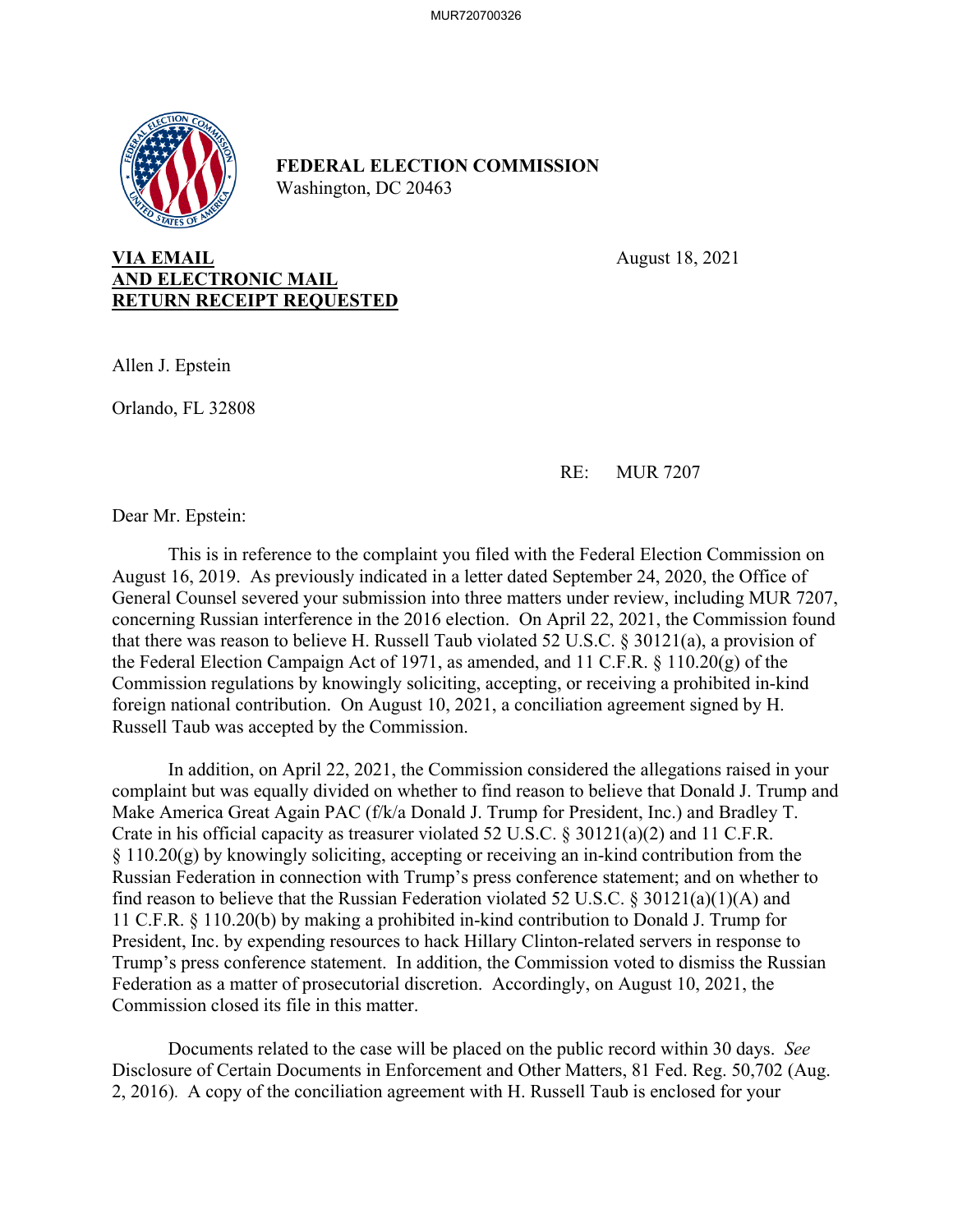**FEDERAL ELECTION COMMISSION**
Washington, DC 20463

**VIA EMAIL**
**AND ELECTRONIC MAIL**
**RETURN RECEIPT REQUESTED**

August 18, 2021

Allen J. Epstein

Orlando, FL 32808

RE: MUR 7207

Dear Mr. Epstein:

This is in reference to the complaint you filed with the Federal Election Commission on August 16, 2019. As previously indicated in a letter dated September 24, 2020, the Office of General Counsel severed your submission into three matters under review, including MUR 7207, concerning Russian interference in the 2016 election. On April 22, 2021, the Commission found that there was reason to believe H. Russell Taub violated 52 U.S.C. § 30121(a), a provision of the Federal Election Campaign Act of 1971, as amended, and 11 C.F.R. § 110.20(g) of the Commission regulations by knowingly soliciting, accepting, or receiving a prohibited in-kind foreign national contribution. On August 10, 2021, a conciliation agreement signed by H. Russell Taub was accepted by the Commission.

In addition, on April 22, 2021, the Commission considered the allegations raised in your complaint but was equally divided on whether to find reason to believe that Donald J. Trump and Make America Great Again PAC (f/k/a Donald J. Trump for President, Inc.) and Bradley T. Crate in his official capacity as treasurer violated 52 U.S.C. § 30121(a)(2) and 11 C.F.R. § 110.20(g) by knowingly soliciting, accepting or receiving an in-kind contribution from the Russian Federation in connection with Trump's press conference statement; and on whether to find reason to believe that the Russian Federation violated 52 U.S.C. § 30121(a)(1)(A) and 11 C.F.R. § 110.20(b) by making a prohibited in-kind contribution to Donald J. Trump for President, Inc. by expending resources to hack Hillary Clinton-related servers in response to Trump's press conference statement. In addition, the Commission voted to dismiss the Russian Federation as a matter of prosecutorial discretion. Accordingly, on August 10, 2021, the Commission closed its file in this matter.

Documents related to the case will be placed on the public record within 30 days. *See* Disclosure of Certain Documents in Enforcement and Other Matters, 81 Fed. Reg. 50,702 (Aug. 2, 2016). A copy of the conciliation agreement with H. Russell Taub is enclosed for your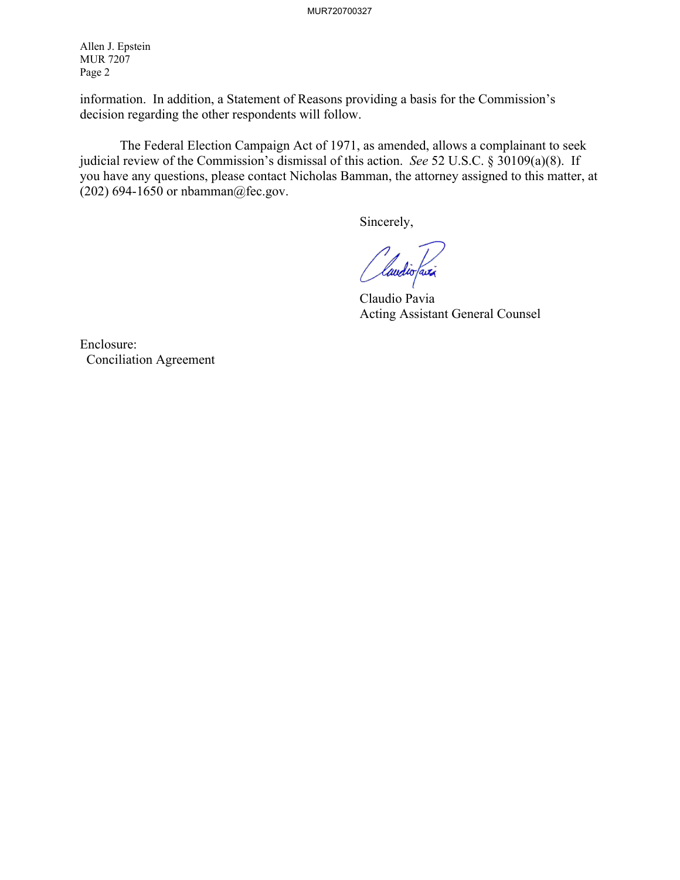Allen J. Epstein
MUR 7207
Page 2

information. In addition, a Statement of Reasons providing a basis for the Commission's decision regarding the other respondents will follow.

The Federal Election Campaign Act of 1971, as amended, allows a complainant to seek judicial review of the Commission's dismissal of this action. *See* 52 U.S.C. § 30109(a)(8). If you have any questions, please contact Nicholas Bamman, the attorney assigned to this matter, at (202) 694-1650 or nbamman@fec.gov.

Sincerely,

Claudio Pavia
Acting Assistant General Counsel

Enclosure:
Conciliation Agreement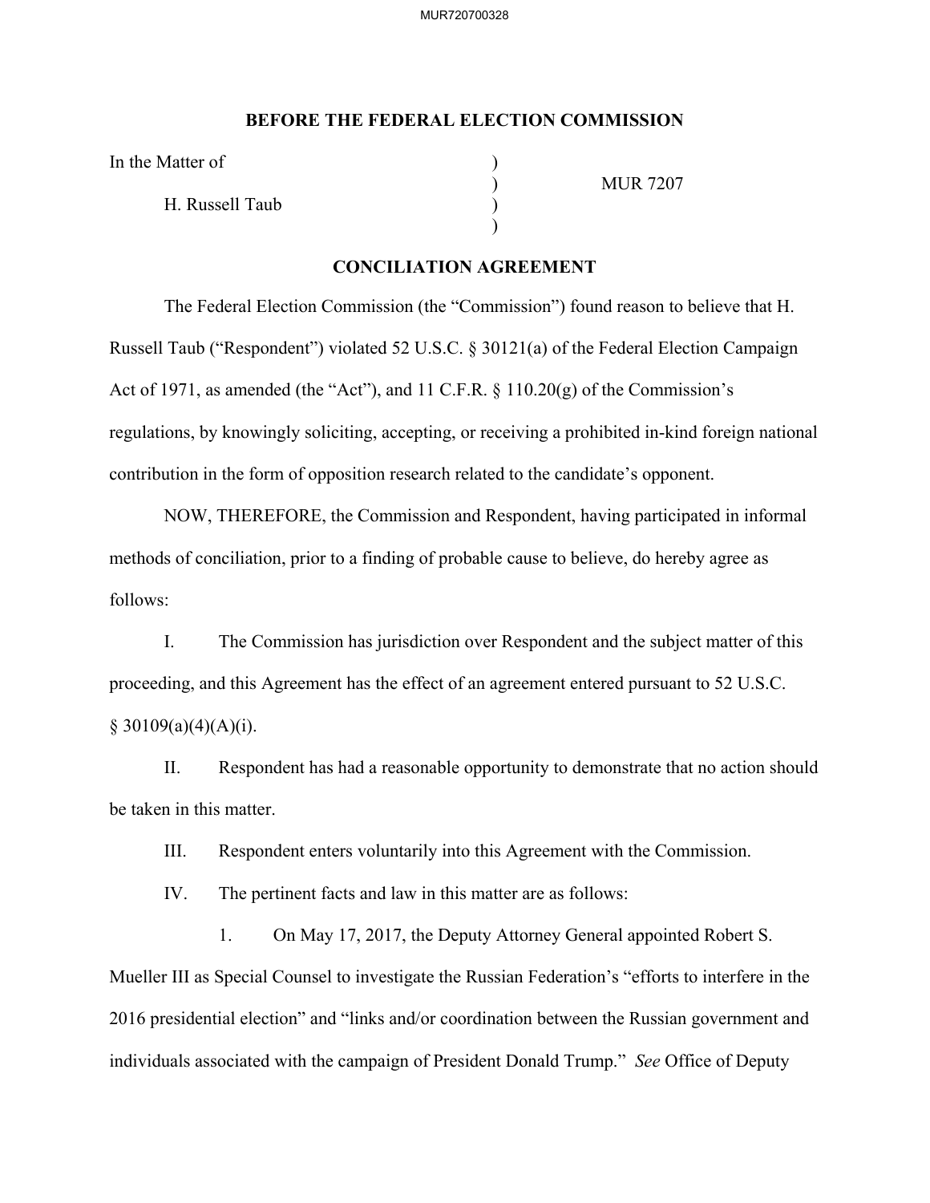**BEFORE THE FEDERAL ELECTION COMMISSION**

In the Matter of )
) MUR 7207
H. Russell Taub )
)

**CONCILIATION AGREEMENT**

The Federal Election Commission (the "Commission") found reason to believe that H. Russell Taub ("Respondent") violated 52 U.S.C. § 30121(a) of the Federal Election Campaign Act of 1971, as amended (the "Act"), and 11 C.F.R. § 110.20(g) of the Commission's regulations, by knowingly soliciting, accepting, or receiving a prohibited in-kind foreign national contribution in the form of opposition research related to the candidate's opponent.

NOW, THEREFORE, the Commission and Respondent, having participated in informal methods of conciliation, prior to a finding of probable cause to believe, do hereby agree as follows:

I. The Commission has jurisdiction over Respondent and the subject matter of this proceeding, and this Agreement has the effect of an agreement entered pursuant to 52 U.S.C. § 30109(a)(4)(A)(i).

II. Respondent has had a reasonable opportunity to demonstrate that no action should be taken in this matter.

III. Respondent enters voluntarily into this Agreement with the Commission.

IV. The pertinent facts and law in this matter are as follows:

1. On May 17, 2017, the Deputy Attorney General appointed Robert S. Mueller III as Special Counsel to investigate the Russian Federation's "efforts to interfere in the 2016 presidential election" and "links and/or coordination between the Russian government and individuals associated with the campaign of President Donald Trump." *See* Office of Deputy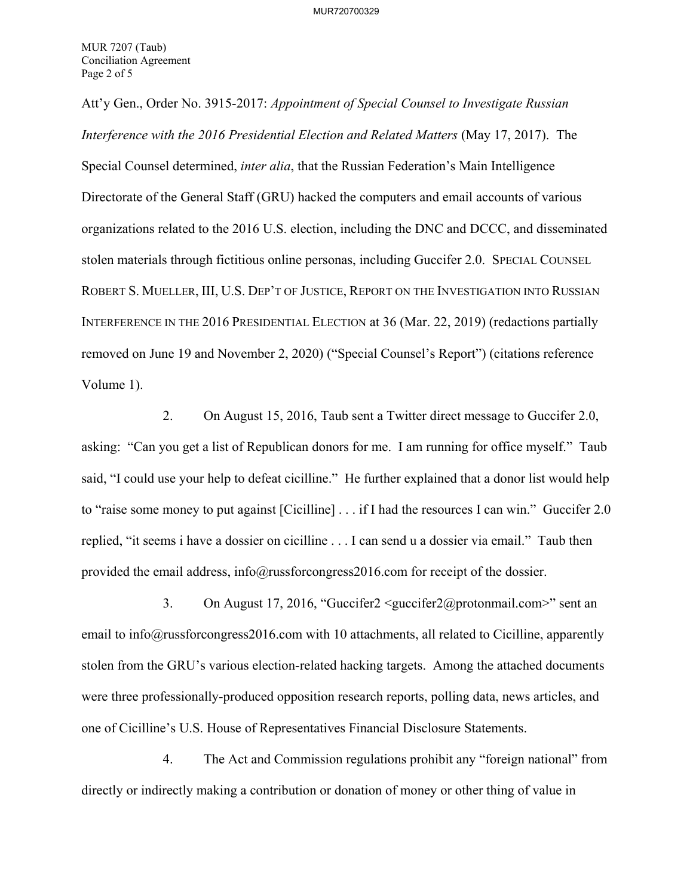Att'y Gen., Order No. 3915-2017: *Appointment of Special Counsel to Investigate Russian Interference with the 2016 Presidential Election and Related Matters* (May 17, 2017). The Special Counsel determined, *inter alia*, that the Russian Federation's Main Intelligence Directorate of the General Staff (GRU) hacked the computers and email accounts of various organizations related to the 2016 U.S. election, including the DNC and DCCC, and disseminated stolen materials through fictitious online personas, including Guccifer 2.0. SPECIAL COUNSEL ROBERT S. MUELLER, III, U.S. DEP'T OF JUSTICE, REPORT ON THE INVESTIGATION INTO RUSSIAN INTERFERENCE IN THE 2016 PRESIDENTIAL ELECTION at 36 (Mar. 22, 2019) (redactions partially removed on June 19 and November 2, 2020) ("Special Counsel's Report") (citations reference Volume 1).

2. On August 15, 2016, Taub sent a Twitter direct message to Guccifer 2.0, asking: "Can you get a list of Republican donors for me. I am running for office myself." Taub said, "I could use your help to defeat cicilline." He further explained that a donor list would help to "raise some money to put against [Cicilline] . . . if I had the resources I can win." Guccifer 2.0 replied, "it seems i have a dossier on cicilline . . . I can send u a dossier via email." Taub then provided the email address, info@russforcongress2016.com for receipt of the dossier.

3. On August 17, 2016, "Guccifer2 <guccifer2@protonmail.com>" sent an email to info@russforcongress2016.com with 10 attachments, all related to Cicilline, apparently stolen from the GRU's various election-related hacking targets. Among the attached documents were three professionally-produced opposition research reports, polling data, news articles, and one of Cicilline's U.S. House of Representatives Financial Disclosure Statements.

4. The Act and Commission regulations prohibit any "foreign national" from directly or indirectly making a contribution or donation of money or other thing of value in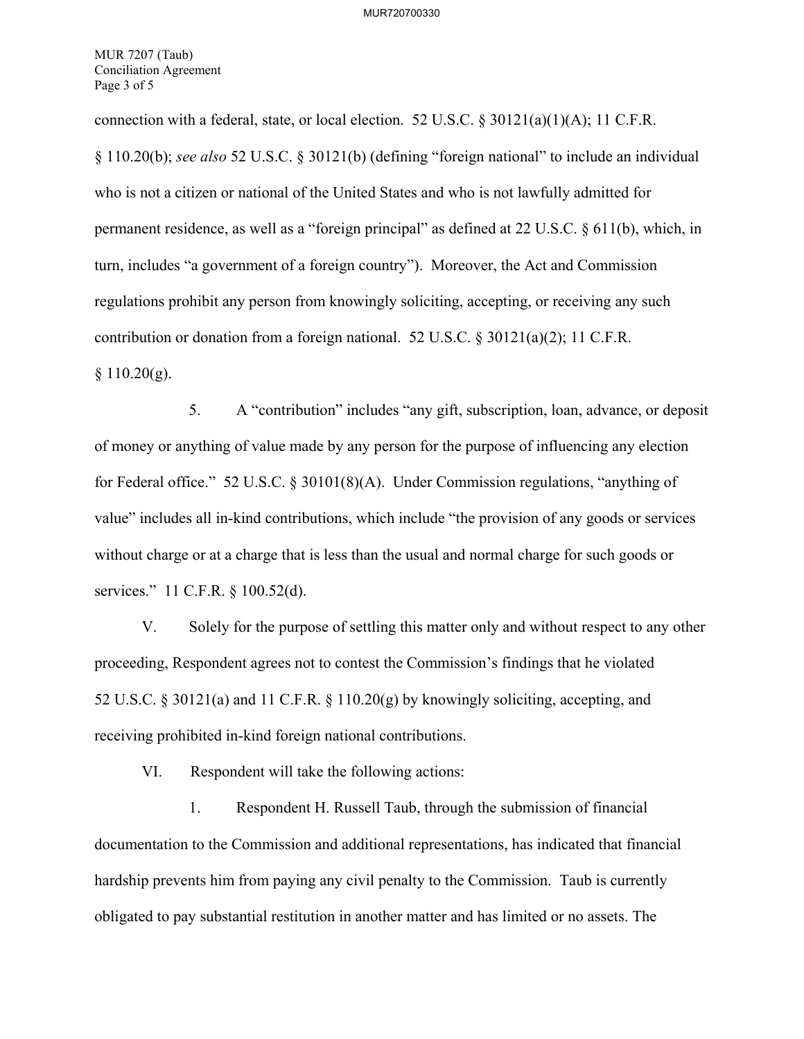connection with a federal, state, or local election. 52 U.S.C. § 30121(a)(1)(A); 11 C.F.R. § 110.20(b); *see also* 52 U.S.C. § 30121(b) (defining "foreign national" to include an individual who is not a citizen or national of the United States and who is not lawfully admitted for permanent residence, as well as a "foreign principal" as defined at 22 U.S.C. § 611(b), which, in turn, includes "a government of a foreign country"). Moreover, the Act and Commission regulations prohibit any person from knowingly soliciting, accepting, or receiving any such contribution or donation from a foreign national. 52 U.S.C. § 30121(a)(2); 11 C.F.R. § 110.20(g).

5. A "contribution" includes "any gift, subscription, loan, advance, or deposit of money or anything of value made by any person for the purpose of influencing any election for Federal office." 52 U.S.C. § 30101(8)(A). Under Commission regulations, "anything of value" includes all in-kind contributions, which include "the provision of any goods or services without charge or at a charge that is less than the usual and normal charge for such goods or services." 11 C.F.R. § 100.52(d).

V. Solely for the purpose of settling this matter only and without respect to any other proceeding, Respondent agrees not to contest the Commission's findings that he violated 52 U.S.C. § 30121(a) and 11 C.F.R. § 110.20(g) by knowingly soliciting, accepting, and receiving prohibited in-kind foreign national contributions.

VI. Respondent will take the following actions:

1. Respondent H. Russell Taub, through the submission of financial documentation to the Commission and additional representations, has indicated that financial hardship prevents him from paying any civil penalty to the Commission. Taub is currently obligated to pay substantial restitution in another matter and has limited or no assets. The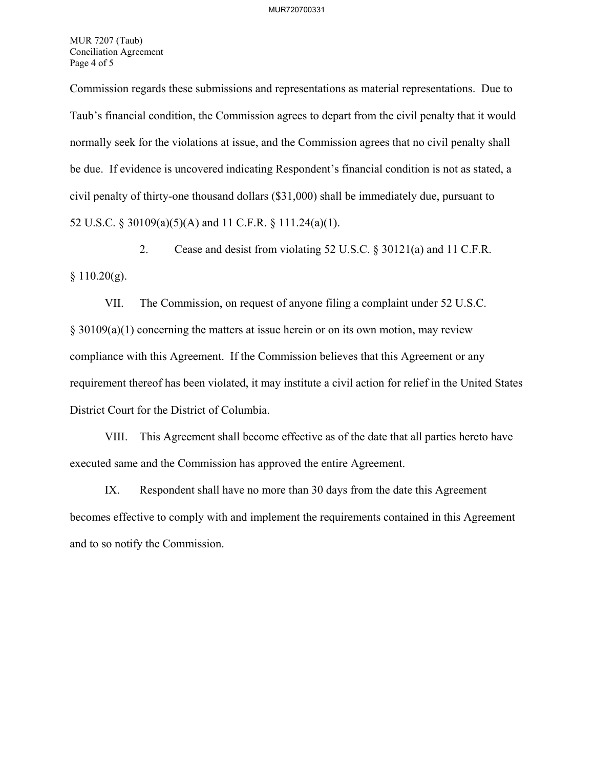Commission regards these submissions and representations as material representations. Due to Taub's financial condition, the Commission agrees to depart from the civil penalty that it would normally seek for the violations at issue, and the Commission agrees that no civil penalty shall be due. If evidence is uncovered indicating Respondent's financial condition is not as stated, a civil penalty of thirty-one thousand dollars ($31,000) shall be immediately due, pursuant to 52 U.S.C. § 30109(a)(5)(A) and 11 C.F.R. § 111.24(a)(1).

2. Cease and desist from violating 52 U.S.C. § 30121(a) and 11 C.F.R. § 110.20(g).

VII. The Commission, on request of anyone filing a complaint under 52 U.S.C. § 30109(a)(1) concerning the matters at issue herein or on its own motion, may review compliance with this Agreement. If the Commission believes that this Agreement or any requirement thereof has been violated, it may institute a civil action for relief in the United States District Court for the District of Columbia.

VIII. This Agreement shall become effective as of the date that all parties hereto have executed same and the Commission has approved the entire Agreement.

IX. Respondent shall have no more than 30 days from the date this Agreement becomes effective to comply with and implement the requirements contained in this Agreement and to so notify the Commission.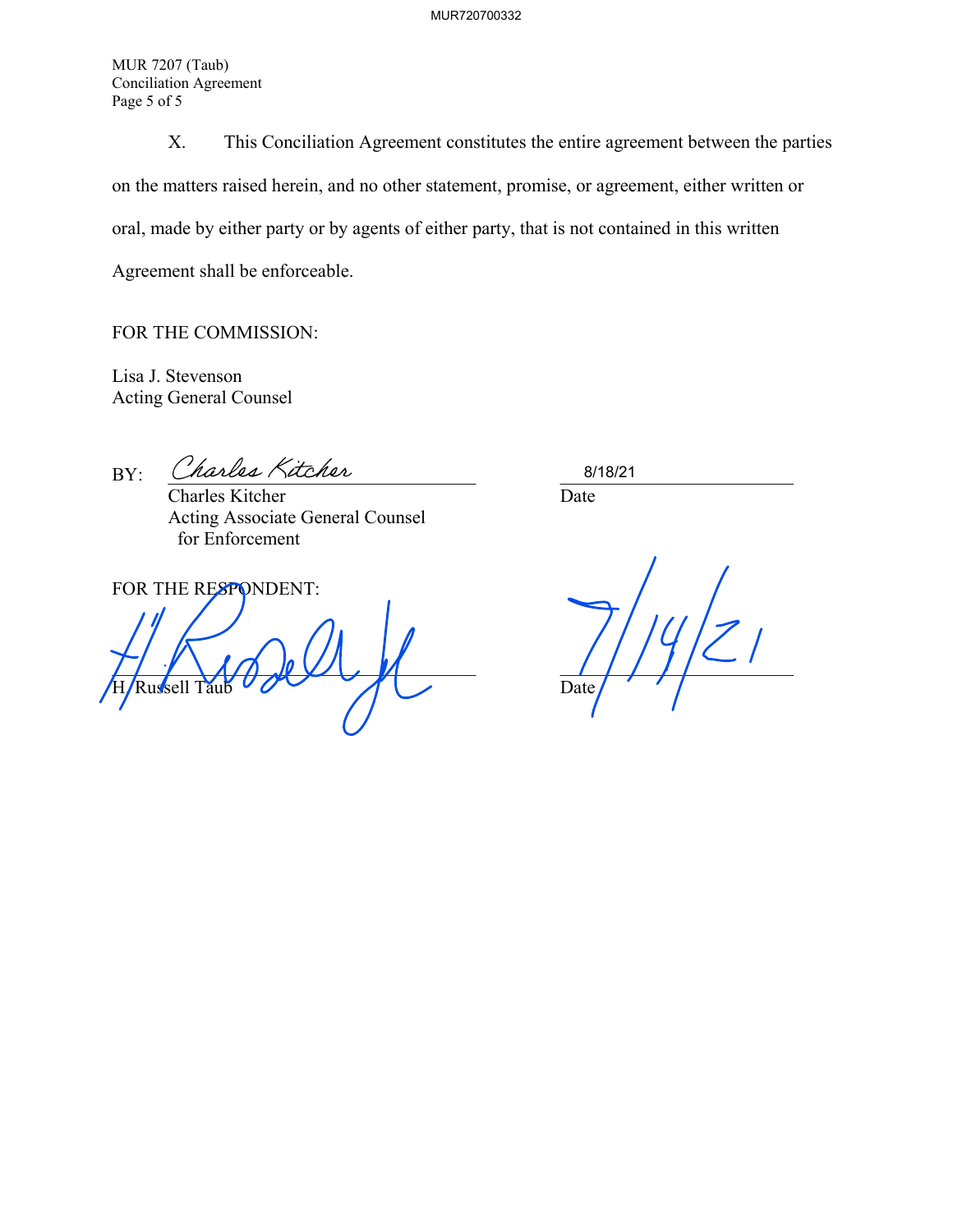MUR 7207 (Taub)
Conciliation Agreement

X. This Conciliation Agreement constitutes the entire agreement between the parties on the matters raised herein, and no other statement, promise, or agreement, either written or oral, made by either party or by agents of either party, that is not contained in this written Agreement shall be enforceable.

FOR THE COMMISSION:

Lisa J. Stevenson
Acting General Counsel

BY: *Charles Kitcher* 8/18/21
Charles Kitcher Date
Acting Associate General Counsel
for Enforcement

FOR THE RESPONDENT:

*H. Russell Jr* 7/14/21
H. Russell Taub Date